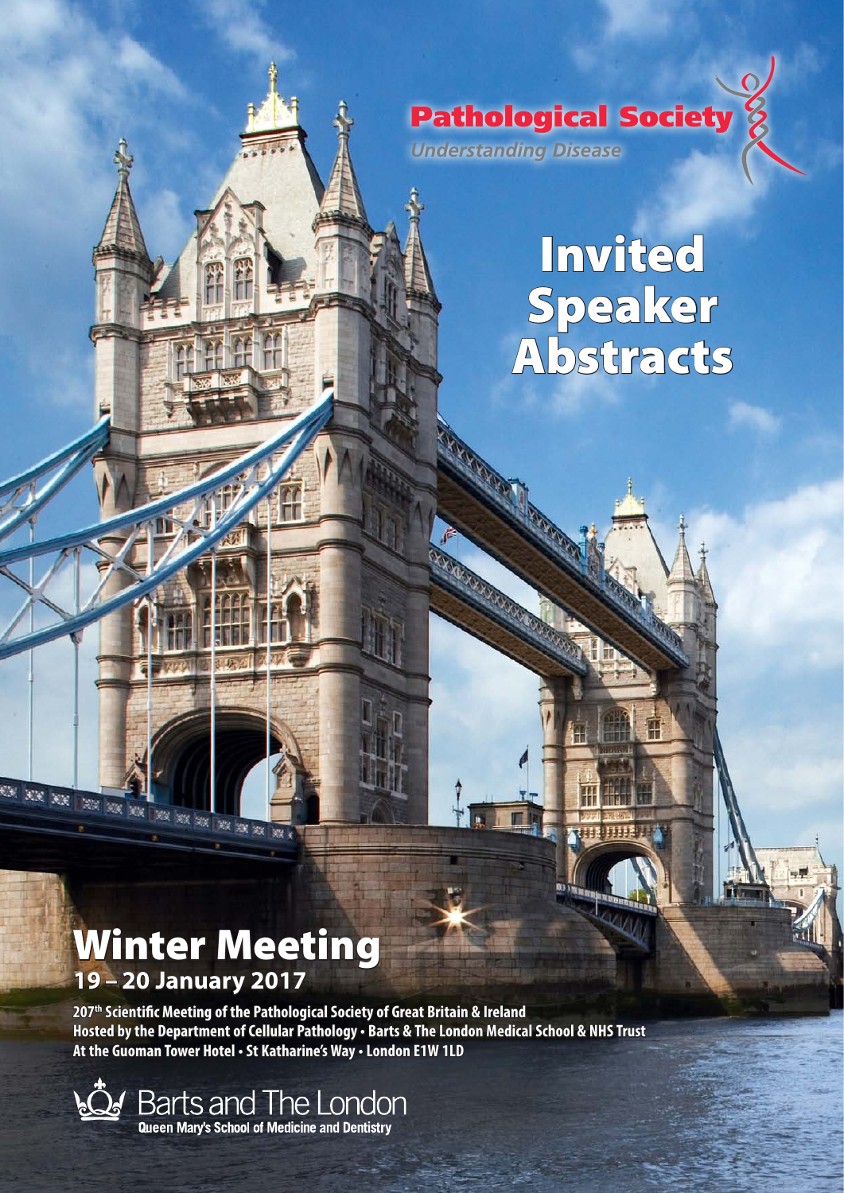**Pathological Society**

*Understanding Disease*

# Invited Speaker Abstracts

## Winter Meeting

### 19 – 20 January 2017

**207th Scientific Meeting of the Pathological Society of Great Britain & Ireland**
**Hosted by the Department of Cellular Pathology • Barts & The London Medical School & NHS Trust**
**At the Guoman Tower Hotel • St Katharine's Way • London E1W 1LD**

Barts and The London
**Queen Mary's School of Medicine and Dentistry**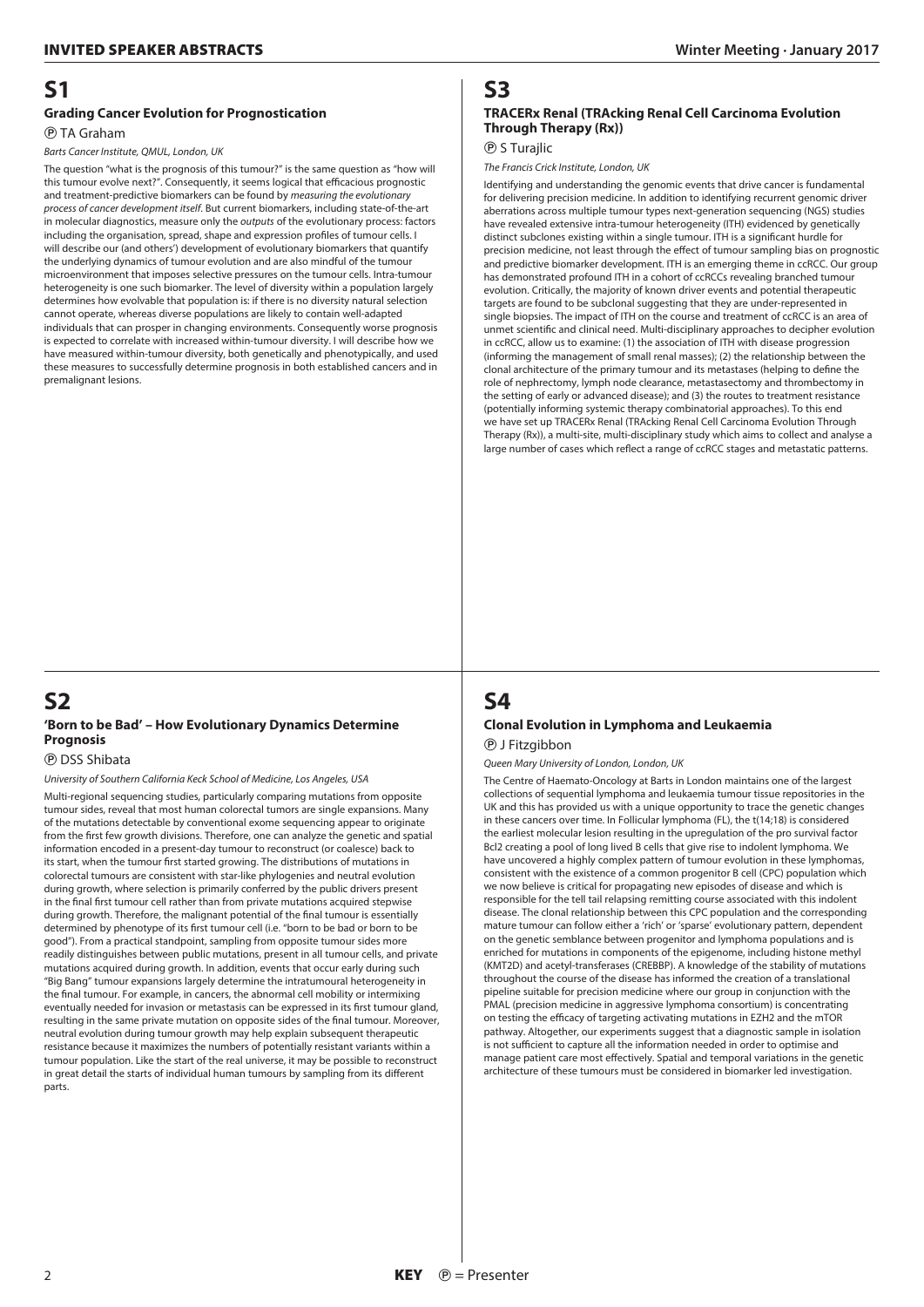# S1

### Grading Cancer Evolution for Prognostication

Ⓟ TA Graham

*Barts Cancer Institute, QMUL, London, UK*

The question "what is the prognosis of this tumour?" is the same question as "how will this tumour evolve next?". Consequently, it seems logical that efficacious prognostic and treatment-predictive biomarkers can be found by *measuring the evolutionary process of cancer development itself*. But current biomarkers, including state-of-the-art in molecular diagnostics, measure only the *outputs* of the evolutionary process: factors including the organisation, spread, shape and expression profiles of tumour cells. I will describe our (and others') development of evolutionary biomarkers that quantify the underlying dynamics of tumour evolution and are also mindful of the tumour microenvironment that imposes selective pressures on the tumour cells. Intra-tumour heterogeneity is one such biomarker. The level of diversity within a population largely determines how evolvable that population is: if there is no diversity natural selection cannot operate, whereas diverse populations are likely to contain well-adapted individuals that can prosper in changing environments. Consequently worse prognosis is expected to correlate with increased within-tumour diversity. I will describe how we have measured within-tumour diversity, both genetically and phenotypically, and used these measures to successfully determine prognosis in both established cancers and in premalignant lesions.

# S2

### 'Born to be Bad' – How Evolutionary Dynamics Determine Prognosis

Ⓟ DSS Shibata

*University of Southern California Keck School of Medicine, Los Angeles, USA*

Multi-regional sequencing studies, particularly comparing mutations from opposite tumour sides, reveal that most human colorectal tumors are single expansions. Many of the mutations detectable by conventional exome sequencing appear to originate from the first few growth divisions. Therefore, one can analyze the genetic and spatial information encoded in a present-day tumour to reconstruct (or coalesce) back to its start, when the tumour first started growing. The distributions of mutations in colorectal tumours are consistent with star-like phylogenies and neutral evolution during growth, where selection is primarily conferred by the public drivers present in the final first tumour cell rather than from private mutations acquired stepwise during growth. Therefore, the malignant potential of the final tumour is essentially determined by phenotype of its first tumour cell (i.e. "born to be bad or born to be good"). From a practical standpoint, sampling from opposite tumour sides more readily distinguishes between public mutations, present in all tumour cells, and private mutations acquired during growth. In addition, events that occur early during such "Big Bang" tumour expansions largely determine the intratumoural heterogeneity in the final tumour. For example, in cancers, the abnormal cell mobility or intermixing eventually needed for invasion or metastasis can be expressed in its first tumour gland, resulting in the same private mutation on opposite sides of the final tumour. Moreover, neutral evolution during tumour growth may help explain subsequent therapeutic resistance because it maximizes the numbers of potentially resistant variants within a tumour population. Like the start of the real universe, it may be possible to reconstruct in great detail the starts of individual human tumours by sampling from its different parts.

# S3

### TRACERx Renal (TRAcking Renal Cell Carcinoma Evolution Through Therapy (Rx))

Ⓟ S Turajlic

*The Francis Crick Institute, London, UK*

Identifying and understanding the genomic events that drive cancer is fundamental for delivering precision medicine. In addition to identifying recurrent genomic driver aberrations across multiple tumour types next-generation sequencing (NGS) studies have revealed extensive intra-tumour heterogeneity (ITH) evidenced by genetically distinct subclones existing within a single tumour. ITH is a significant hurdle for precision medicine, not least through the effect of tumour sampling bias on prognostic and predictive biomarker development. ITH is an emerging theme in ccRCC. Our group has demonstrated profound ITH in a cohort of ccRCCs revealing branched tumour evolution. Critically, the majority of known driver events and potential therapeutic targets are found to be subclonal suggesting that they are under-represented in single biopsies. The impact of ITH on the course and treatment of ccRCC is an area of unmet scientific and clinical need. Multi-disciplinary approaches to decipher evolution in ccRCC, allow us to examine: (1) the association of ITH with disease progression (informing the management of small renal masses); (2) the relationship between the clonal architecture of the primary tumour and its metastases (helping to define the role of nephrectomy, lymph node clearance, metastasectomy and thrombectomy in the setting of early or advanced disease); and (3) the routes to treatment resistance (potentially informing systemic therapy combinatorial approaches). To this end we have set up TRACERx Renal (TRAcking Renal Cell Carcinoma Evolution Through Therapy (Rx)), a multi-site, multi-disciplinary study which aims to collect and analyse a large number of cases which reflect a range of ccRCC stages and metastatic patterns.

# S4

### Clonal Evolution in Lymphoma and Leukaemia

Ⓟ J Fitzgibbon

*Queen Mary University of London, London, UK*

The Centre of Haemato-Oncology at Barts in London maintains one of the largest collections of sequential lymphoma and leukaemia tumour tissue repositories in the UK and this has provided us with a unique opportunity to trace the genetic changes in these cancers over time. In Follicular lymphoma (FL), the t(14;18) is considered the earliest molecular lesion resulting in the upregulation of the pro survival factor Bcl2 creating a pool of long lived B cells that give rise to indolent lymphoma. We have uncovered a highly complex pattern of tumour evolution in these lymphomas, consistent with the existence of a common progenitor B cell (CPC) population which we now believe is critical for propagating new episodes of disease and which is responsible for the tell tail relapsing remitting course associated with this indolent disease. The clonal relationship between this CPC population and the corresponding mature tumour can follow either a 'rich' or 'sparse' evolutionary pattern, dependent on the genetic semblance between progenitor and lymphoma populations and is enriched for mutations in components of the epigenome, including histone methyl (KMT2D) and acetyl-transferases (CREBBP). A knowledge of the stability of mutations throughout the course of the disease has informed the creation of a translational pipeline suitable for precision medicine where our group in conjunction with the PMAL (precision medicine in aggressive lymphoma consortium) is concentrating on testing the efficacy of targeting activating mutations in EZH2 and the mTOR pathway. Altogether, our experiments suggest that a diagnostic sample in isolation is not sufficient to capture all the information needed in order to optimise and manage patient care most effectively. Spatial and temporal variations in the genetic architecture of these tumours must be considered in biomarker led investigation.

**KEY** Ⓟ = Presenter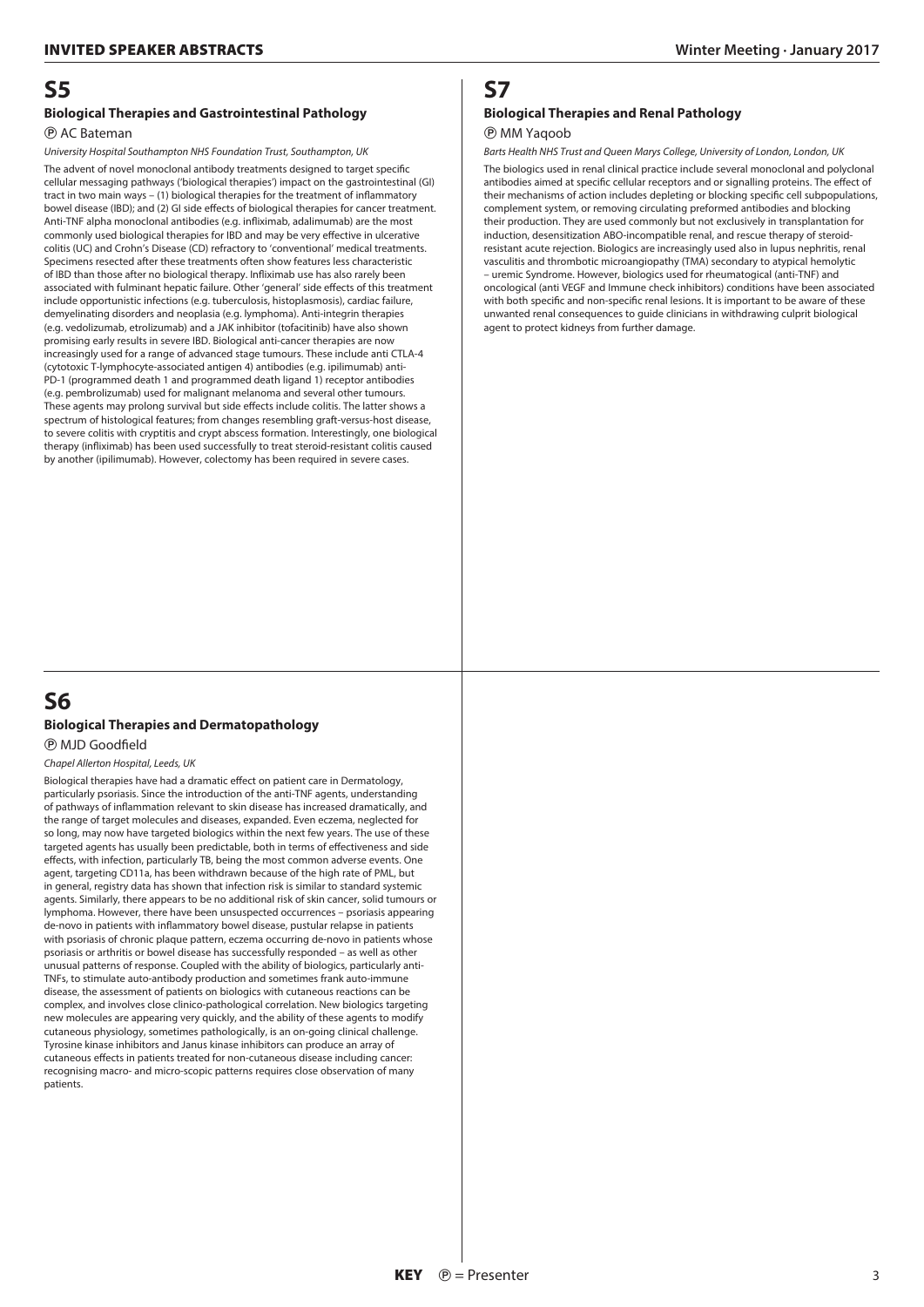# S5

### Biological Therapies and Gastrointestinal Pathology

Ⓟ AC Bateman

*University Hospital Southampton NHS Foundation Trust, Southampton, UK*

The advent of novel monoclonal antibody treatments designed to target specific cellular messaging pathways ('biological therapies') impact on the gastrointestinal (GI) tract in two main ways – (1) biological therapies for the treatment of inflammatory bowel disease (IBD); and (2) GI side effects of biological therapies for cancer treatment. Anti-TNF alpha monoclonal antibodies (e.g. infliximab, adalimumab) are the most commonly used biological therapies for IBD and may be very effective in ulcerative colitis (UC) and Crohn's Disease (CD) refractory to 'conventional' medical treatments. Specimens resected after these treatments often show features less characteristic of IBD than those after no biological therapy. Infliximab use has also rarely been associated with fulminant hepatic failure. Other 'general' side effects of this treatment include opportunistic infections (e.g. tuberculosis, histoplasmosis), cardiac failure, demyelinating disorders and neoplasia (e.g. lymphoma). Anti-integrin therapies (e.g. vedolizumab, etrolizumab) and a JAK inhibitor (tofacitinib) have also shown promising early results in severe IBD. Biological anti-cancer therapies are now increasingly used for a range of advanced stage tumours. These include anti CTLA-4 (cytotoxic T-lymphocyte-associated antigen 4) antibodies (e.g. ipilimumab) anti-PD-1 (programmed death 1 and programmed death ligand 1) receptor antibodies (e.g. pembrolizumab) used for malignant melanoma and several other tumours. These agents may prolong survival but side effects include colitis. The latter shows a spectrum of histological features; from changes resembling graft-versus-host disease, to severe colitis with cryptitis and crypt abscess formation. Interestingly, one biological therapy (infliximab) has been used successfully to treat steroid-resistant colitis caused by another (ipilimumab). However, colectomy has been required in severe cases.

# S6

### Biological Therapies and Dermatopathology

Ⓟ MJD Goodfield

*Chapel Allerton Hospital, Leeds, UK*

Biological therapies have had a dramatic effect on patient care in Dermatology, particularly psoriasis. Since the introduction of the anti-TNF agents, understanding of pathways of inflammation relevant to skin disease has increased dramatically, and the range of target molecules and diseases, expanded. Even eczema, neglected for so long, may now have targeted biologics within the next few years. The use of these targeted agents has usually been predictable, both in terms of effectiveness and side effects, with infection, particularly TB, being the most common adverse events. One agent, targeting CD11a, has been withdrawn because of the high rate of PML, but in general, registry data has shown that infection risk is similar to standard systemic agents. Similarly, there appears to be no additional risk of skin cancer, solid tumours or lymphoma. However, there have been unsuspected occurrences – psoriasis appearing de-novo in patients with inflammatory bowel disease, pustular relapse in patients with psoriasis of chronic plaque pattern, eczema occurring de-novo in patients whose psoriasis or arthritis or bowel disease has successfully responded – as well as other unusual patterns of response. Coupled with the ability of biologics, particularly anti-TNFs, to stimulate auto-antibody production and sometimes frank auto-immune disease, the assessment of patients on biologics with cutaneous reactions can be complex, and involves close clinico-pathological correlation. New biologics targeting new molecules are appearing very quickly, and the ability of these agents to modify cutaneous physiology, sometimes pathologically, is an on-going clinical challenge. Tyrosine kinase inhibitors and Janus kinase inhibitors can produce an array of cutaneous effects in patients treated for non-cutaneous disease including cancer: recognising macro- and micro-scopic patterns requires close observation of many patients.

# S7

### Biological Therapies and Renal Pathology

Ⓟ MM Yaqoob

*Barts Health NHS Trust and Queen Marys College, University of London, London, UK*

The biologics used in renal clinical practice include several monoclonal and polyclonal antibodies aimed at specific cellular receptors and or signalling proteins. The effect of their mechanisms of action includes depleting or blocking specific cell subpopulations, complement system, or removing circulating preformed antibodies and blocking their production. They are used commonly but not exclusively in transplantation for induction, desensitization ABO-incompatible renal, and rescue therapy of steroid-resistant acute rejection. Biologics are increasingly used also in lupus nephritis, renal vasculitis and thrombotic microangiopathy (TMA) secondary to atypical hemolytic – uremic Syndrome. However, biologics used for rheumatogical (anti-TNF) and oncological (anti VEGF and Immune check inhibitors) conditions have been associated with both specific and non-specific renal lesions. It is important to be aware of these unwanted renal consequences to guide clinicians in withdrawing culprit biological agent to protect kidneys from further damage.

**KEY** Ⓟ = Presenter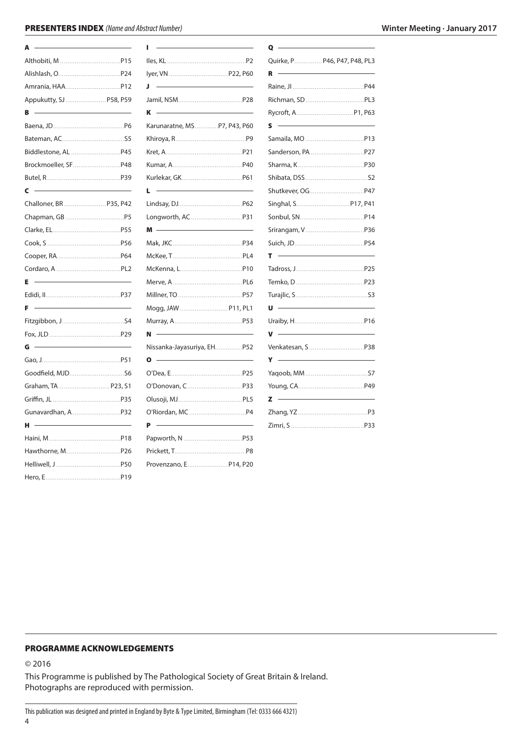## PRESENTERS INDEX *(Name and Abstract Number)*

**A**

Althobiti, M ..... P15
Alishlash, O ..... P24
Amrania, HAA ..... P12
Appukutty, SJ ..... P58, P59

**B**

Baena, JD ..... P6
Bateman, AC ..... S5
Biddlestone, AL ..... P45
Brockmoeller, SF ..... P48
Butel, R ..... P39

**C**

Challoner, BR ..... P35, P42
Chapman, GB ..... P5
Clarke, EL ..... P55
Cook, S ..... P56
Cooper, RA ..... P64
Cordaro, A ..... PL2

**E**

Edidi, II ..... P37

**F**

Fitzgibbon, J ..... S4
Fox, JLD ..... P29

**G**

Gao, J ..... P51
Goodfield, MJD ..... S6
Graham, TA ..... P23, S1
Griffin, JL ..... P35
Gunavardhan, A ..... P32

**H**

Haini, M ..... P18
Hawthorne, M ..... P26
Helliwell, J ..... P50
Hero, E ..... P19

**I**

Iles, KL ..... P2
Iyer, VN ..... P22, P60

**J**

Jamil, NSM ..... P28

**K**

Karunaratne, MS ..... P7, P43, P60
Khiroya, R ..... P9
Kret, A ..... P21
Kumar, A ..... P40
Kurlekar, GK ..... P61

**L**

Lindsay, DJ ..... P62
Longworth, AC ..... P31

**M**

Mak, JKC ..... P34
McKee, T ..... PL4
McKenna, L ..... P10
Merve, A ..... PL6
Millner, TO ..... P57
Mogg, JAW ..... P11, PL1
Murray, A ..... P53

**N**

Nissanka-Jayasuriya, EH ..... P52

**O**

O'Dea, E ..... P25
O'Donovan, C ..... P33
Olusoji, MJ ..... PL5
O'Riordan, MC ..... P4

**P**

Papworth, N ..... P53
Prickett, T ..... P8
Provenzano, E ..... P14, P20

**Q**

Quirke, P ..... P46, P47, P48, PL3

**R**

Raine, JI ..... P44
Richman, SD ..... PL3
Rycroft, A ..... P1, P63

**S**

Samaila, MO ..... P13
Sanderson, PA ..... P27
Sharma, K ..... P30
Shibata, DSS ..... S2
Shutkever, OG ..... P47
Singhal, S ..... P17, P41
Sonbul, SN ..... P14
Srirangam, V ..... P36
Suich, JD ..... P54

**T**

Tadross, J ..... P25
Temko, D ..... P23
Turajlic, S ..... S3

**U**

Uraiby, H ..... P16

**V**

Venkatesan, S ..... P38

**Y**

Yaqoob, MM ..... S7
Young, CA ..... P49

**Z**

Zhang, YZ ..... P3
Zimri, S ..... P33

## PROGRAMME ACKNOWLEDGEMENTS

© 2016

This Programme is published by The Pathological Society of Great Britain & Ireland.
Photographs are reproduced with permission.

This publication was designed and printed in England by Byte & Type Limited, Birmingham (Tel: 0333 666 4321)